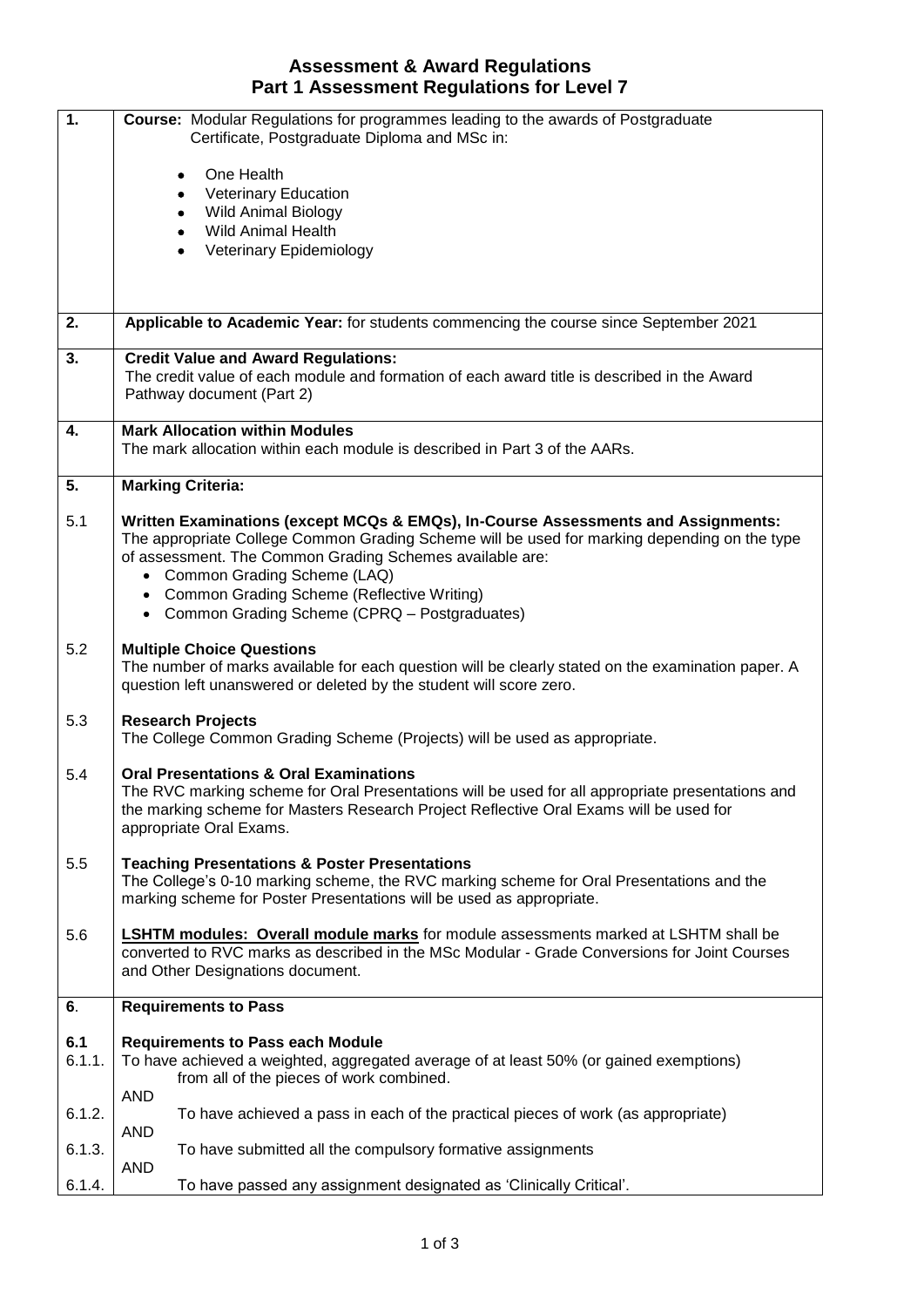# Assessment & Award Regulations
## Part 1 Assessment Regulations for Level 7

**1. Course:** Modular Regulations for programmes leading to the awards of Postgraduate Certificate, Postgraduate Diploma and MSc in:

- One Health
- Veterinary Education
- Wild Animal Biology
- Wild Animal Health
- Veterinary Epidemiology

**2. Applicable to Academic Year:** for students commencing the course since September 2021

**3. Credit Value and Award Regulations:**
The credit value of each module and formation of each award title is described in the Award Pathway document (Part 2)

**4. Mark Allocation within Modules**
The mark allocation within each module is described in Part 3 of the AARs.

**5. Marking Criteria:**

5.1 **Written Examinations (except MCQs & EMQs), In-Course Assessments and Assignments:**
The appropriate College Common Grading Scheme will be used for marking depending on the type of assessment. The Common Grading Schemes available are:

- Common Grading Scheme (LAQ)
- Common Grading Scheme (Reflective Writing)
- Common Grading Scheme (CPRQ – Postgraduates)

5.2 **Multiple Choice Questions**
The number of marks available for each question will be clearly stated on the examination paper. A question left unanswered or deleted by the student will score zero.

5.3 **Research Projects**
The College Common Grading Scheme (Projects) will be used as appropriate.

5.4 **Oral Presentations & Oral Examinations**
The RVC marking scheme for Oral Presentations will be used for all appropriate presentations and the marking scheme for Masters Research Project Reflective Oral Exams will be used for appropriate Oral Exams.

5.5 **Teaching Presentations & Poster Presentations**
The College's 0-10 marking scheme, the RVC marking scheme for Oral Presentations and the marking scheme for Poster Presentations will be used as appropriate.

5.6 **LSHTM modules: Overall module marks** for module assessments marked at LSHTM shall be converted to RVC marks as described in the MSc Modular - Grade Conversions for Joint Courses and Other Designations document.

**6. Requirements to Pass**

**6.1 Requirements to Pass each Module**

6.1.1. To have achieved a weighted, aggregated average of at least 50% (or gained exemptions) from all of the pieces of work combined.

AND

6.1.2. To have achieved a pass in each of the practical pieces of work (as appropriate)

AND

6.1.3. To have submitted all the compulsory formative assignments

AND

6.1.4. To have passed any assignment designated as 'Clinically Critical'.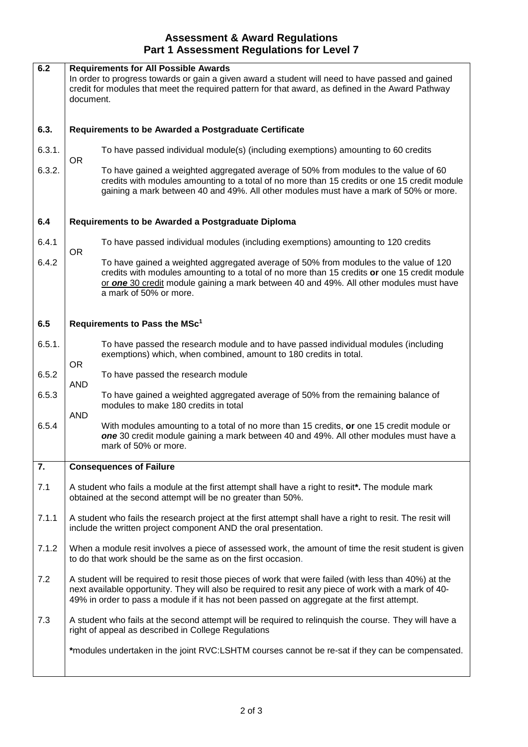# Assessment & Award Regulations
## Part 1 Assessment Regulations for Level 7

**6.2 Requirements for All Possible Awards**

In order to progress towards or gain a given award a student will need to have passed and gained credit for modules that meet the required pattern for that award, as defined in the Award Pathway document.

**6.3. Requirements to be Awarded a Postgraduate Certificate**

6.3.1. To have passed individual module(s) (including exemptions) amounting to 60 credits

OR

6.3.2. To have gained a weighted aggregated average of 50% from modules to the value of 60 credits with modules amounting to a total of no more than 15 credits or one 15 credit module gaining a mark between 40 and 49%. All other modules must have a mark of 50% or more.

**6.4 Requirements to be Awarded a Postgraduate Diploma**

6.4.1 To have passed individual modules (including exemptions) amounting to 120 credits

OR

6.4.2 To have gained a weighted aggregated average of 50% from modules to the value of 120 credits with modules amounting to a total of no more than 15 credits **or** one 15 credit module or ***one*** 30 credit module gaining a mark between 40 and 49%. All other modules must have a mark of 50% or more.

**6.5 Requirements to Pass the MSc[1]**

6.5.1. To have passed the research module and to have passed individual modules (including exemptions) which, when combined, amount to 180 credits in total.

OR

6.5.2 To have passed the research module

AND

6.5.3 To have gained a weighted aggregated average of 50% from the remaining balance of modules to make 180 credits in total

AND

6.5.4 With modules amounting to a total of no more than 15 credits, **or** one 15 credit module or ***one*** 30 credit module gaining a mark between 40 and 49%. All other modules must have a mark of 50% or more.

**7. Consequences of Failure**

7.1 A student who fails a module at the first attempt shall have a right to resit**\***. The module mark obtained at the second attempt will be no greater than 50%.

7.1.1 A student who fails the research project at the first attempt shall have a right to resit. The resit will include the written project component AND the oral presentation.

7.1.2 When a module resit involves a piece of assessed work, the amount of time the resit student is given to do that work should be the same as on the first occasion.

7.2 A student will be required to resit those pieces of work that were failed (with less than 40%) at the next available opportunity. They will also be required to resit any piece of work with a mark of 40-49% in order to pass a module if it has not been passed on aggregate at the first attempt.

7.3 A student who fails at the second attempt will be required to relinquish the course. They will have a right of appeal as described in College Regulations

**\***modules undertaken in the joint RVC:LSHTM courses cannot be re-sat if they can be compensated.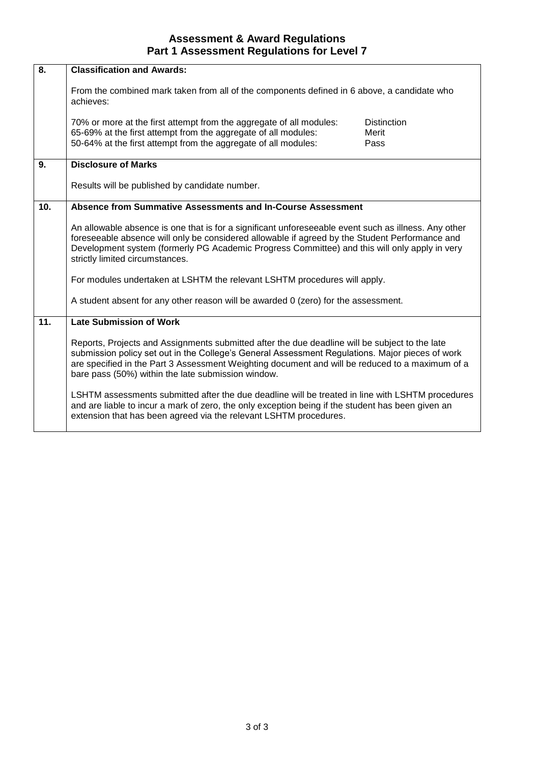# Assessment & Award Regulations
## Part 1 Assessment Regulations for Level 7

| | |
|---|---|
| **8.** | **Classification and Awards:**<br><br>From the combined mark taken from all of the components defined in 6 above, a candidate who achieves:<br><br>70% or more at the first attempt from the aggregate of all modules: Distinction<br>65-69% at the first attempt from the aggregate of all modules: Merit<br>50-64% at the first attempt from the aggregate of all modules: Pass |
| **9.** | **Disclosure of Marks**<br><br>Results will be published by candidate number. |
| **10.** | **Absence from Summative Assessments and In-Course Assessment**<br><br>An allowable absence is one that is for a significant unforeseeable event such as illness. Any other foreseeable absence will only be considered allowable if agreed by the Student Performance and Development system (formerly PG Academic Progress Committee) and this will only apply in very strictly limited circumstances.<br><br>For modules undertaken at LSHTM the relevant LSHTM procedures will apply.<br><br>A student absent for any other reason will be awarded 0 (zero) for the assessment. |
| **11.** | **Late Submission of Work**<br><br>Reports, Projects and Assignments submitted after the due deadline will be subject to the late submission policy set out in the College's General Assessment Regulations. Major pieces of work are specified in the Part 3 Assessment Weighting document and will be reduced to a maximum of a bare pass (50%) within the late submission window.<br><br>LSHTM assessments submitted after the due deadline will be treated in line with LSHTM procedures and are liable to incur a mark of zero, the only exception being if the student has been given an extension that has been agreed via the relevant LSHTM procedures. |